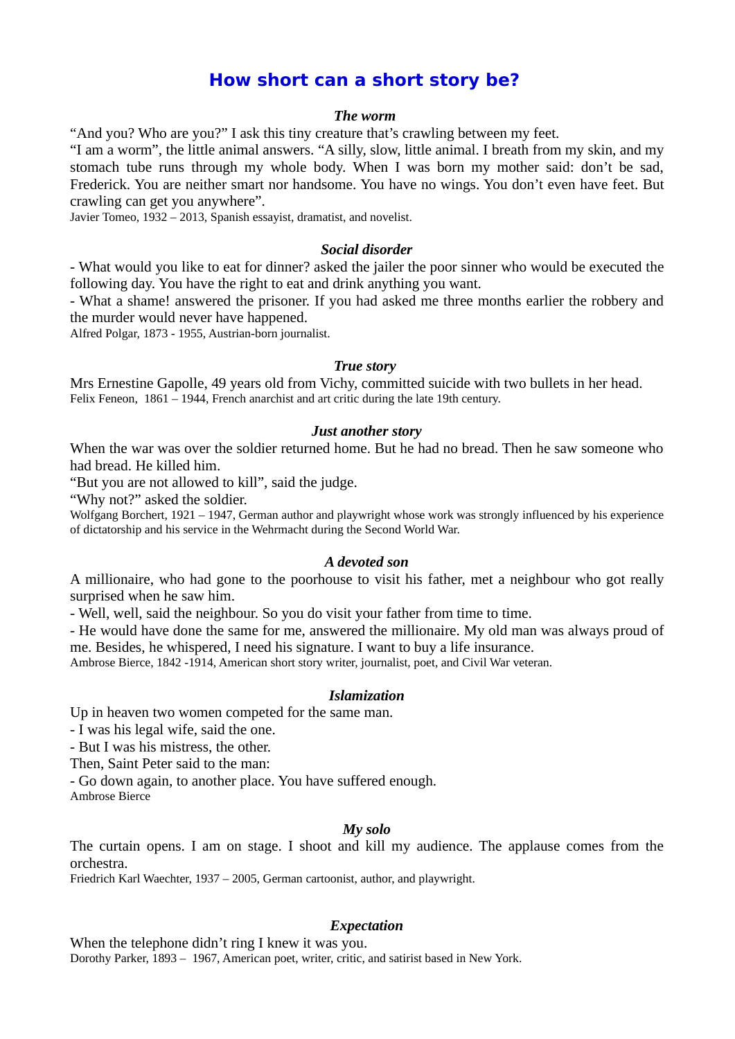# How short can a short story be?

### *The worm*

“And you? Who are you?” I ask this tiny creature that’s crawling between my feet.

“I am a worm”, the little animal answers. “A silly, slow, little animal. I breath from my skin, and my stomach tube runs through my whole body. When I was born my mother said: don’t be sad, Frederick. You are neither smart nor handsome. You have no wings. You don’t even have feet. But crawling can get you anywhere”.

Javier Tomeo, 1932 – 2013, Spanish essayist, dramatist, and novelist.

### *Social disorder*

- What would you like to eat for dinner? asked the jailer the poor sinner who would be executed the following day. You have the right to eat and drink anything you want.

- What a shame! answered the prisoner. If you had asked me three months earlier the robbery and the murder would never have happened.

Alfred Polgar, 1873 - 1955, Austrian-born journalist.

### *True story*

Mrs Ernestine Gapolle, 49 years old from Vichy, committed suicide with two bullets in her head.

Felix Feneon, 1861 – 1944, French anarchist and art critic during the late 19th century.

### *Just another story*

When the war was over the soldier returned home. But he had no bread. Then he saw someone who had bread. He killed him.

“But you are not allowed to kill”, said the judge.

“Why not?” asked the soldier.

Wolfgang Borchert, 1921 – 1947, German author and playwright whose work was strongly influenced by his experience of dictatorship and his service in the Wehrmacht during the Second World War.

### *A devoted son*

A millionaire, who had gone to the poorhouse to visit his father, met a neighbour who got really surprised when he saw him.

- Well, well, said the neighbour. So you do visit your father from time to time.

- He would have done the same for me, answered the millionaire. My old man was always proud of me. Besides, he whispered, I need his signature. I want to buy a life insurance.

Ambrose Bierce, 1842 -1914, American short story writer, journalist, poet, and Civil War veteran.

### *Islamization*

Up in heaven two women competed for the same man.

- I was his legal wife, said the one.

- But I was his mistress, the other.

Then, Saint Peter said to the man:

- Go down again, to another place. You have suffered enough.

Ambrose Bierce

### *My solo*

The curtain opens. I am on stage. I shoot and kill my audience. The applause comes from the orchestra.

Friedrich Karl Waechter, 1937 – 2005, German cartoonist, author, and playwright.

### *Expectation*

When the telephone didn’t ring I knew it was you.

Dorothy Parker, 1893 – 1967, American poet, writer, critic, and satirist based in New York.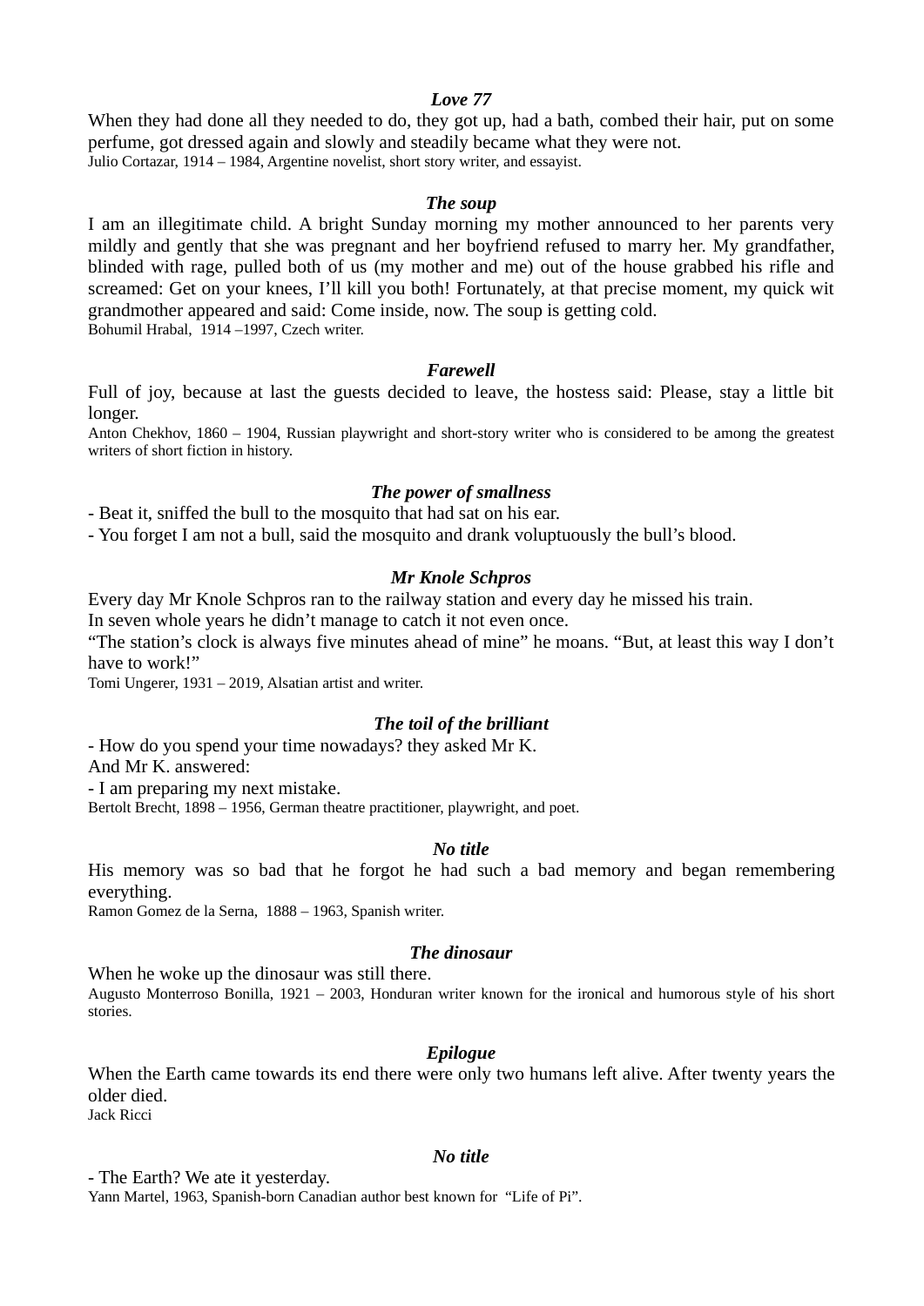***Love 77***

When they had done all they needed to do, they got up, had a bath, combed their hair, put on some perfume, got dressed again and slowly and steadily became what they were not.
Julio Cortazar, 1914 – 1984, Argentine novelist, short story writer, and essayist.

***The soup***

I am an illegitimate child. A bright Sunday morning my mother announced to her parents very mildly and gently that she was pregnant and her boyfriend refused to marry her. My grandfather, blinded with rage, pulled both of us (my mother and me) out of the house grabbed his rifle and screamed: Get on your knees, I'll kill you both! Fortunately, at that precise moment, my quick wit grandmother appeared and said: Come inside, now. The soup is getting cold.
Bohumil Hrabal, 1914 –1997, Czech writer.

***Farewell***

Full of joy, because at last the guests decided to leave, the hostess said: Please, stay a little bit longer.
Anton Chekhov, 1860 – 1904, Russian playwright and short-story writer who is considered to be among the greatest writers of short fiction in history.

***The power of smallness***

- Beat it, sniffed the bull to the mosquito that had sat on his ear.
- You forget I am not a bull, said the mosquito and drank voluptuously the bull's blood.

***Mr Knole Schpros***

Every day Mr Knole Schpros ran to the railway station and every day he missed his train.
In seven whole years he didn't manage to catch it not even once.
"The station's clock is always five minutes ahead of mine" he moans. "But, at least this way I don't have to work!"
Tomi Ungerer, 1931 – 2019, Alsatian artist and writer.

***The toil of the brilliant***

- How do you spend your time nowadays? they asked Mr K.
And Mr K. answered:
- I am preparing my next mistake.
Bertolt Brecht, 1898 – 1956, German theatre practitioner, playwright, and poet.

***No title***

His memory was so bad that he forgot he had such a bad memory and began remembering everything.
Ramon Gomez de la Serna, 1888 – 1963, Spanish writer.

***The dinosaur***

When he woke up the dinosaur was still there.
Augusto Monterroso Bonilla, 1921 – 2003, Honduran writer known for the ironical and humorous style of his short stories.

***Epilogue***

When the Earth came towards its end there were only two humans left alive. After twenty years the older died.
Jack Ricci

***No title***

- The Earth? We ate it yesterday.
Yann Martel, 1963, Spanish-born Canadian author best known for "Life of Pi".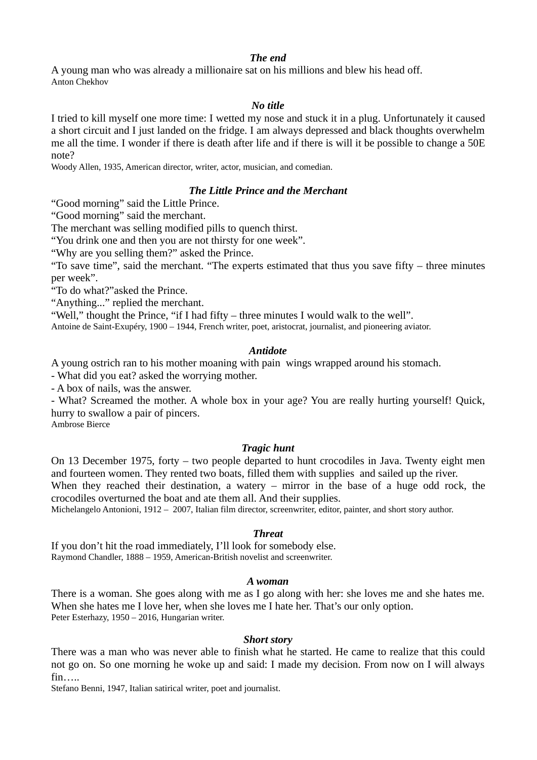***The end***

A young man who was already a millionaire sat on his millions and blew his head off.
Anton Chekhov

***No title***

I tried to kill myself one more time: I wetted my nose and stuck it in a plug. Unfortunately it caused a short circuit and I just landed on the fridge. I am always depressed and black thoughts overwhelm me all the time. I wonder if there is death after life and if there is will it be possible to change a 50E note?
Woody Allen, 1935, American director, writer, actor, musician, and comedian.

***The Little Prince and the Merchant***

"Good morning" said the Little Prince.
"Good morning" said the merchant.
The merchant was selling modified pills to quench thirst.
"You drink one and then you are not thirsty for one week".
"Why are you selling them?" asked the Prince.
"To save time", said the merchant. "The experts estimated that thus you save fifty – three minutes per week".
"To do what?"asked the Prince.
"Anything..." replied the merchant.
"Well," thought the Prince, "if I had fifty – three minutes I would walk to the well".
Antoine de Saint-Exupéry, 1900 – 1944, French writer, poet, aristocrat, journalist, and pioneering aviator.

***Antidote***

A young ostrich ran to his mother moaning with pain wings wrapped around his stomach.
- What did you eat? asked the worrying mother.
- A box of nails, was the answer.
- What? Screamed the mother. A whole box in your age? You are really hurting yourself! Quick, hurry to swallow a pair of pincers.
Ambrose Bierce

***Tragic hunt***

On 13 December 1975, forty – two people departed to hunt crocodiles in Java. Twenty eight men and fourteen women. They rented two boats, filled them with supplies and sailed up the river.
When they reached their destination, a watery – mirror in the base of a huge odd rock, the crocodiles overturned the boat and ate them all. And their supplies.
Michelangelo Antonioni, 1912 – 2007, Italian film director, screenwriter, editor, painter, and short story author.

***Threat***

If you don't hit the road immediately, I'll look for somebody else.
Raymond Chandler, 1888 – 1959, American-British novelist and screenwriter.

***A woman***

There is a woman. She goes along with me as I go along with her: she loves me and she hates me. When she hates me I love her, when she loves me I hate her. That's our only option.
Peter Esterhazy, 1950 – 2016, Hungarian writer.

***Short story***

There was a man who was never able to finish what he started. He came to realize that this could not go on. So one morning he woke up and said: I made my decision. From now on I will always fin…..
Stefano Benni, 1947, Italian satirical writer, poet and journalist.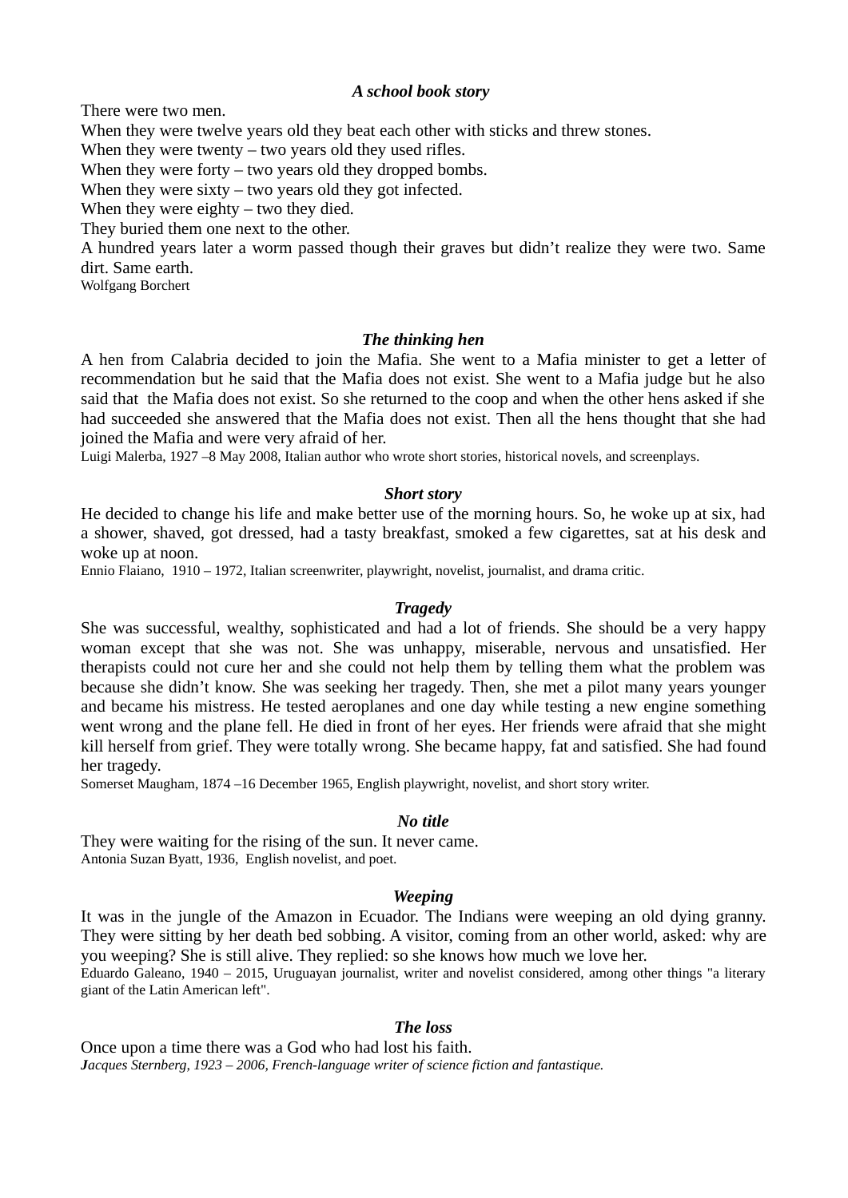### *A school book story*

There were two men.
When they were twelve years old they beat each other with sticks and threw stones.
When they were twenty – two years old they used rifles.
When they were forty – two years old they dropped bombs.
When they were sixty – two years old they got infected.
When they were eighty – two they died.
They buried them one next to the other.
A hundred years later a worm passed though their graves but didn't realize they were two. Same dirt. Same earth.
Wolfgang Borchert

### *The thinking hen*

A hen from Calabria decided to join the Mafia. She went to a Mafia minister to get a letter of recommendation but he said that the Mafia does not exist. She went to a Mafia judge but he also said that the Mafia does not exist. So she returned to the coop and when the other hens asked if she had succeeded she answered that the Mafia does not exist. Then all the hens thought that she had joined the Mafia and were very afraid of her.
Luigi Malerba, 1927 –8 May 2008, Italian author who wrote short stories, historical novels, and screenplays.

### *Short story*

He decided to change his life and make better use of the morning hours. So, he woke up at six, had a shower, shaved, got dressed, had a tasty breakfast, smoked a few cigarettes, sat at his desk and woke up at noon.
Ennio Flaiano, 1910 – 1972, Italian screenwriter, playwright, novelist, journalist, and drama critic.

### *Tragedy*

She was successful, wealthy, sophisticated and had a lot of friends. She should be a very happy woman except that she was not. She was unhappy, miserable, nervous and unsatisfied. Her therapists could not cure her and she could not help them by telling them what the problem was because she didn't know. She was seeking her tragedy. Then, she met a pilot many years younger and became his mistress. He tested aeroplanes and one day while testing a new engine something went wrong and the plane fell. He died in front of her eyes. Her friends were afraid that she might kill herself from grief. They were totally wrong. She became happy, fat and satisfied. She had found her tragedy.
Somerset Maugham, 1874 –16 December 1965, English playwright, novelist, and short story writer.

### *No title*

They were waiting for the rising of the sun. It never came.
Antonia Suzan Byatt, 1936, English novelist, and poet.

### *Weeping*

It was in the jungle of the Amazon in Ecuador. The Indians were weeping an old dying granny. They were sitting by her death bed sobbing. A visitor, coming from an other world, asked: why are you weeping? She is still alive. They replied: so she knows how much we love her.
Eduardo Galeano, 1940 – 2015, Uruguayan journalist, writer and novelist considered, among other things "a literary giant of the Latin American left".

### *The loss*

Once upon a time there was a God who had lost his faith.
*Jacques Sternberg, 1923 – 2006, French-language writer of science fiction and fantastique.*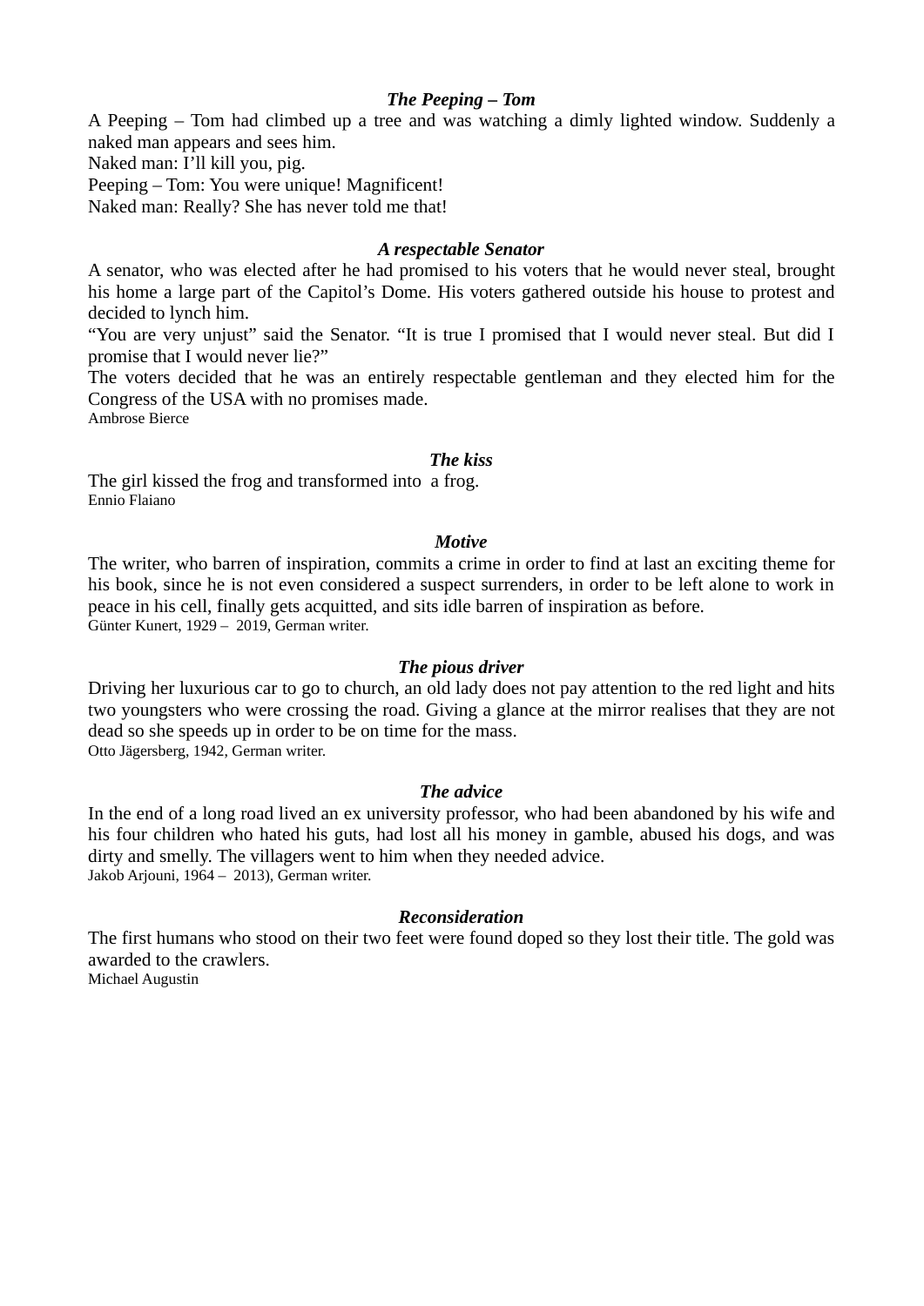### *The Peeping – Tom*

A Peeping – Tom had climbed up a tree and was watching a dimly lighted window. Suddenly a naked man appears and sees him.
Naked man: I'll kill you, pig.
Peeping – Tom: You were unique! Magnificent!
Naked man: Really? She has never told me that!

### *A respectable Senator*

A senator, who was elected after he had promised to his voters that he would never steal, brought his home a large part of the Capitol's Dome. His voters gathered outside his house to protest and decided to lynch him.
"You are very unjust" said the Senator. "It is true I promised that I would never steal. But did I promise that I would never lie?"
The voters decided that he was an entirely respectable gentleman and they elected him for the Congress of the USA with no promises made.
Ambrose Bierce

### *The kiss*

The girl kissed the frog and transformed into a frog.
Ennio Flaiano

### *Motive*

The writer, who barren of inspiration, commits a crime in order to find at last an exciting theme for his book, since he is not even considered a suspect surrenders, in order to be left alone to work in peace in his cell, finally gets acquitted, and sits idle barren of inspiration as before.
Günter Kunert, 1929 – 2019, German writer.

### *The pious driver*

Driving her luxurious car to go to church, an old lady does not pay attention to the red light and hits two youngsters who were crossing the road. Giving a glance at the mirror realises that they are not dead so she speeds up in order to be on time for the mass.
Otto Jägersberg, 1942, German writer.

### *The advice*

In the end of a long road lived an ex university professor, who had been abandoned by his wife and his four children who hated his guts, had lost all his money in gamble, abused his dogs, and was dirty and smelly. The villagers went to him when they needed advice.
Jakob Arjouni, 1964 – 2013), German writer.

### *Reconsideration*

The first humans who stood on their two feet were found doped so they lost their title. The gold was awarded to the crawlers.
Michael Augustin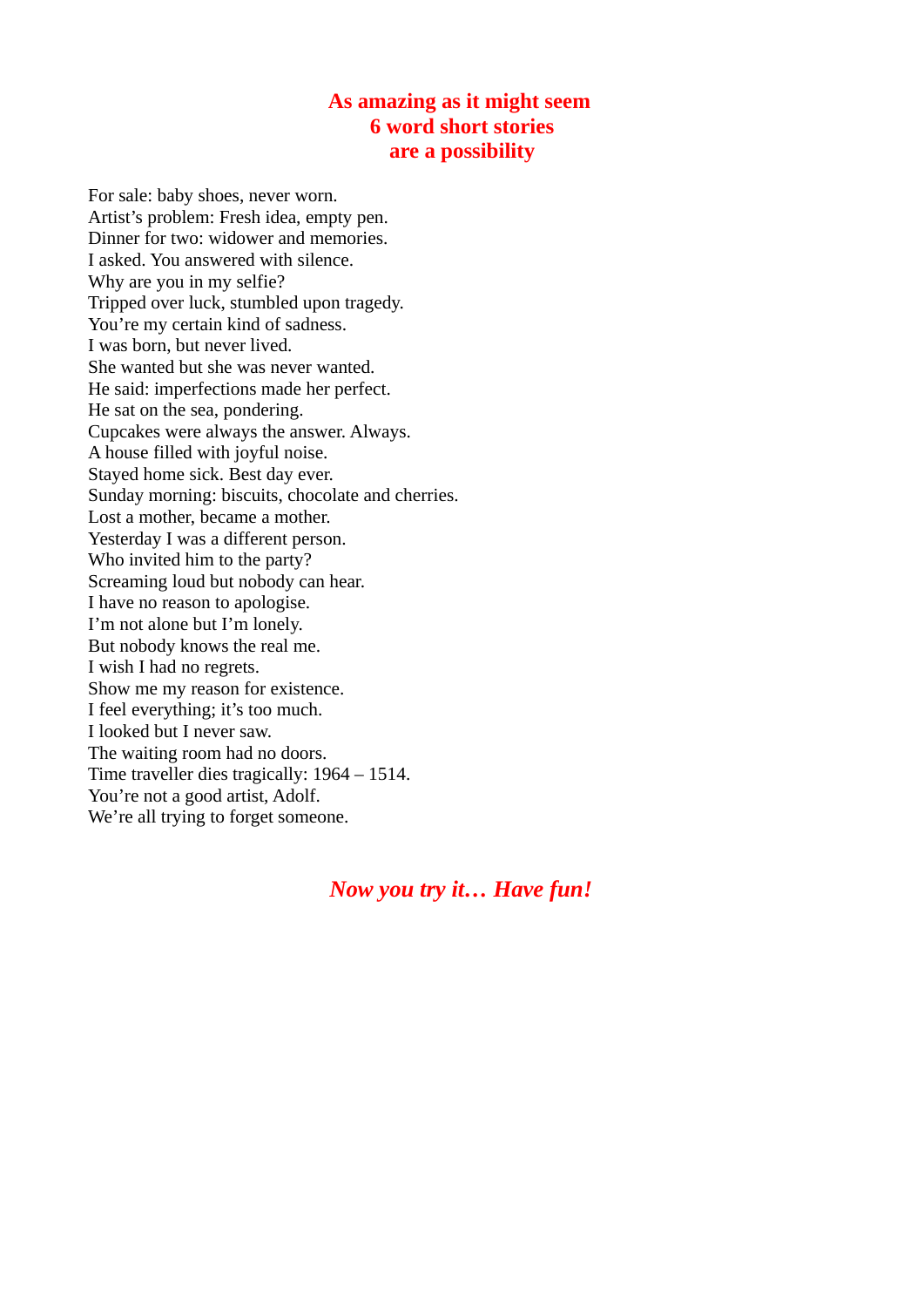# As amazing as it might seem
# 6 word short stories
# are a possibility

For sale: baby shoes, never worn.
Artist's problem: Fresh idea, empty pen.
Dinner for two: widower and memories.
I asked. You answered with silence.
Why are you in my selfie?
Tripped over luck, stumbled upon tragedy.
You're my certain kind of sadness.
I was born, but never lived.
She wanted but she was never wanted.
He said: imperfections made her perfect.
He sat on the sea, pondering.
Cupcakes were always the answer. Always.
A house filled with joyful noise.
Stayed home sick. Best day ever.
Sunday morning: biscuits, chocolate and cherries.
Lost a mother, became a mother.
Yesterday I was a different person.
Who invited him to the party?
Screaming loud but nobody can hear.
I have no reason to apologise.
I'm not alone but I'm lonely.
But nobody knows the real me.
I wish I had no regrets.
Show me my reason for existence.
I feel everything; it's too much.
I looked but I never saw.
The waiting room had no doors.
Time traveller dies tragically: 1964 – 1514.
You're not a good artist, Adolf.
We're all trying to forget someone.

***Now you try it… Have fun!***